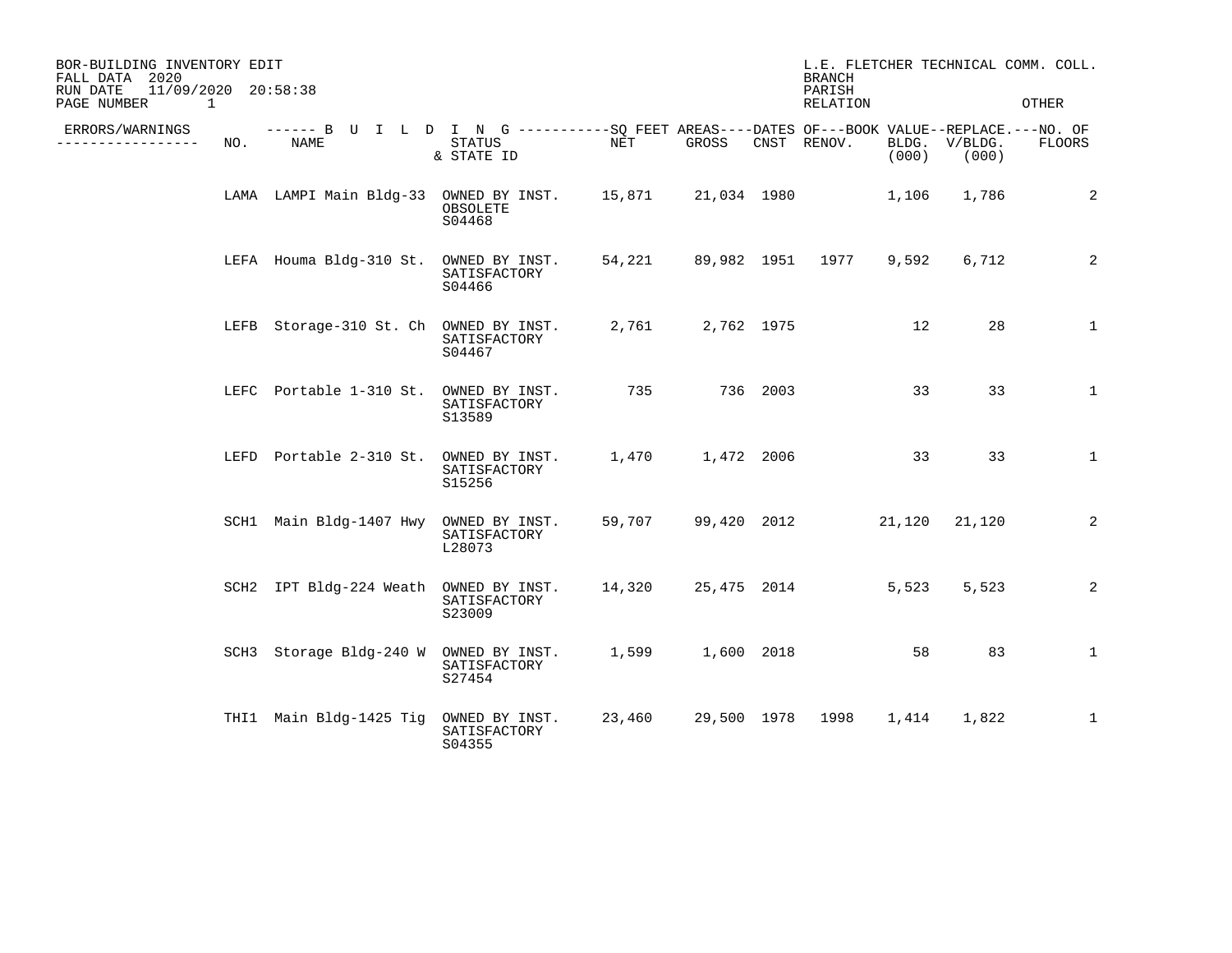BOR-BUILDING INVENTORY EDIT
FALL DATA 2020
RUN DATE 11/09/2020 20:58:38

L.E. FLETCHER TECHNICAL COMM. COLL.
BRANCH
PARISH
RELATION OTHER

| ERRORS/WARNINGS | NO. | NAME | STATUS & STATE ID | SQ FEET AREAS NET | SQ FEET AREAS GROSS | DATES OF CNST | DATES OF RENOV. | BOOK VALUE BLDG. (000) | REPLACE. V/BLDG. (000) | NO. OF FLOORS |
|---|---|---|---|---|---|---|---|---|---|---|
| | LAMA | LAMPI Main Bldg-33 | OWNED BY INST. OBSOLETE S04468 | 15,871 | 21,034 | 1980 | | 1,106 | 1,786 | 2 |
| | LEFA | Houma Bldg-310 St. | OWNED BY INST. SATISFACTORY S04466 | 54,221 | 89,982 | 1951 | 1977 | 9,592 | 6,712 | 2 |
| | LEFB | Storage-310 St. Ch | OWNED BY INST. SATISFACTORY S04467 | 2,761 | 2,762 | 1975 | | 12 | 28 | 1 |
| | LEFC | Portable 1-310 St. | OWNED BY INST. SATISFACTORY S13589 | 735 | 736 | 2003 | | 33 | 33 | 1 |
| | LEFD | Portable 2-310 St. | OWNED BY INST. SATISFACTORY S15256 | 1,470 | 1,472 | 2006 | | 33 | 33 | 1 |
| | SCH1 | Main Bldg-1407 Hwy | OWNED BY INST. SATISFACTORY L28073 | 59,707 | 99,420 | 2012 | | 21,120 | 21,120 | 2 |
| | SCH2 | IPT Bldg-224 Weath | OWNED BY INST. SATISFACTORY S23009 | 14,320 | 25,475 | 2014 | | 5,523 | 5,523 | 2 |
| | SCH3 | Storage Bldg-240 W | OWNED BY INST. SATISFACTORY S27454 | 1,599 | 1,600 | 2018 | | 58 | 83 | 1 |
| | THI1 | Main Bldg-1425 Tig | OWNED BY INST. SATISFACTORY S04355 | 23,460 | 29,500 | 1978 | 1998 | 1,414 | 1,822 | 1 |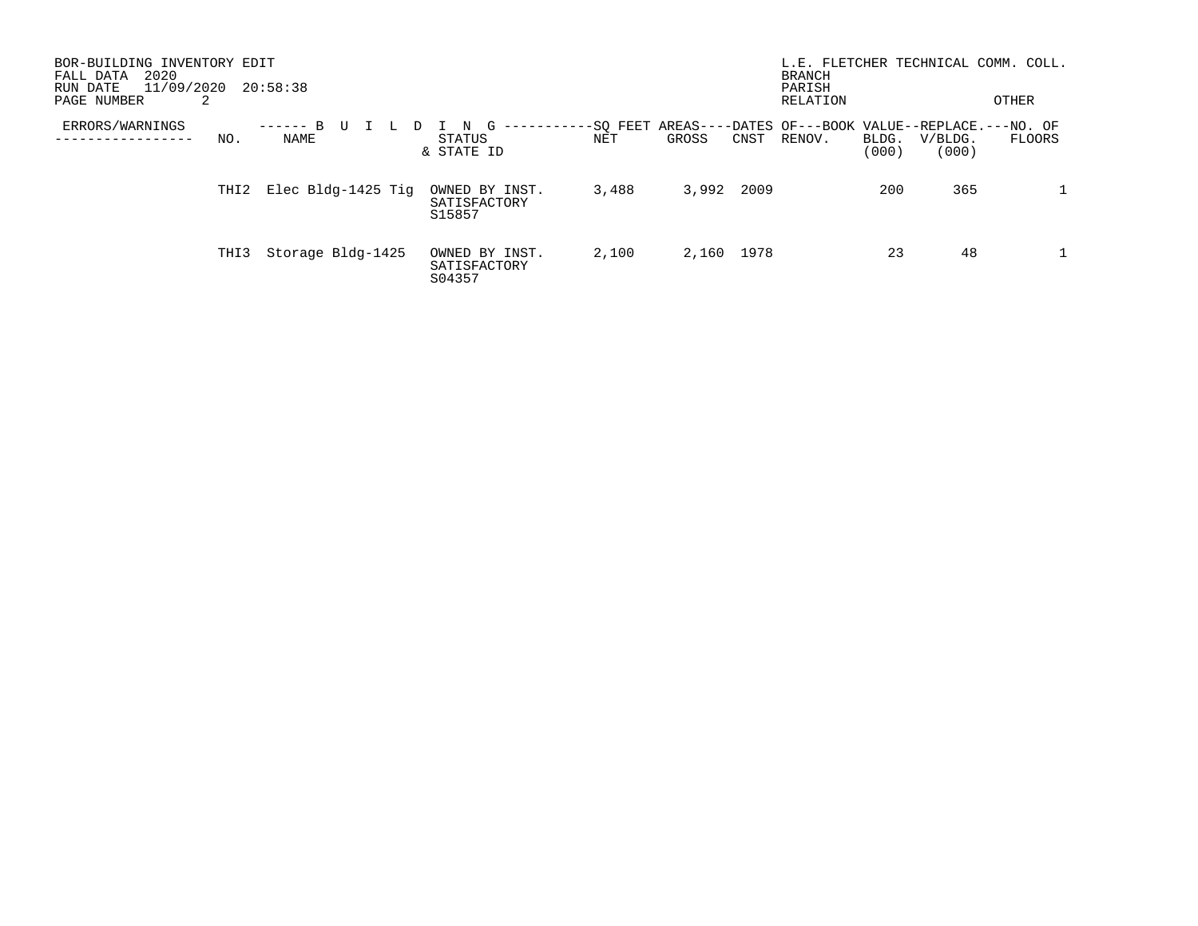BOR-BUILDING INVENTORY EDIT
FALL DATA 2020
RUN DATE 11/09/2020 20:58:38
PAGE NUMBER 2

L.E. FLETCHER TECHNICAL COMM. COLL.
BRANCH
PARISH
RELATION OTHER

| ERRORS/WARNINGS | BUILDING NO. | BUILDING NAME | BUILDING STATUS & STATE ID | SQ FEET AREAS NET | SQ FEET AREAS GROSS | DATES OF CNST | DATES OF RENOV. | BOOK VALUE BLDG. (000) | REPLACE. V/BLDG. (000) | NO. OF FLOORS |
|---|---|---|---|---|---|---|---|---|---|---|
| | THI2 | Elec Bldg-1425 Tig | OWNED BY INST. SATISFACTORY S15857 | 3,488 | 3,992 | 2009 | | 200 | 365 | 1 |
| | THI3 | Storage Bldg-1425 | OWNED BY INST. SATISFACTORY S04357 | 2,100 | 2,160 | 1978 | | 23 | 48 | 1 |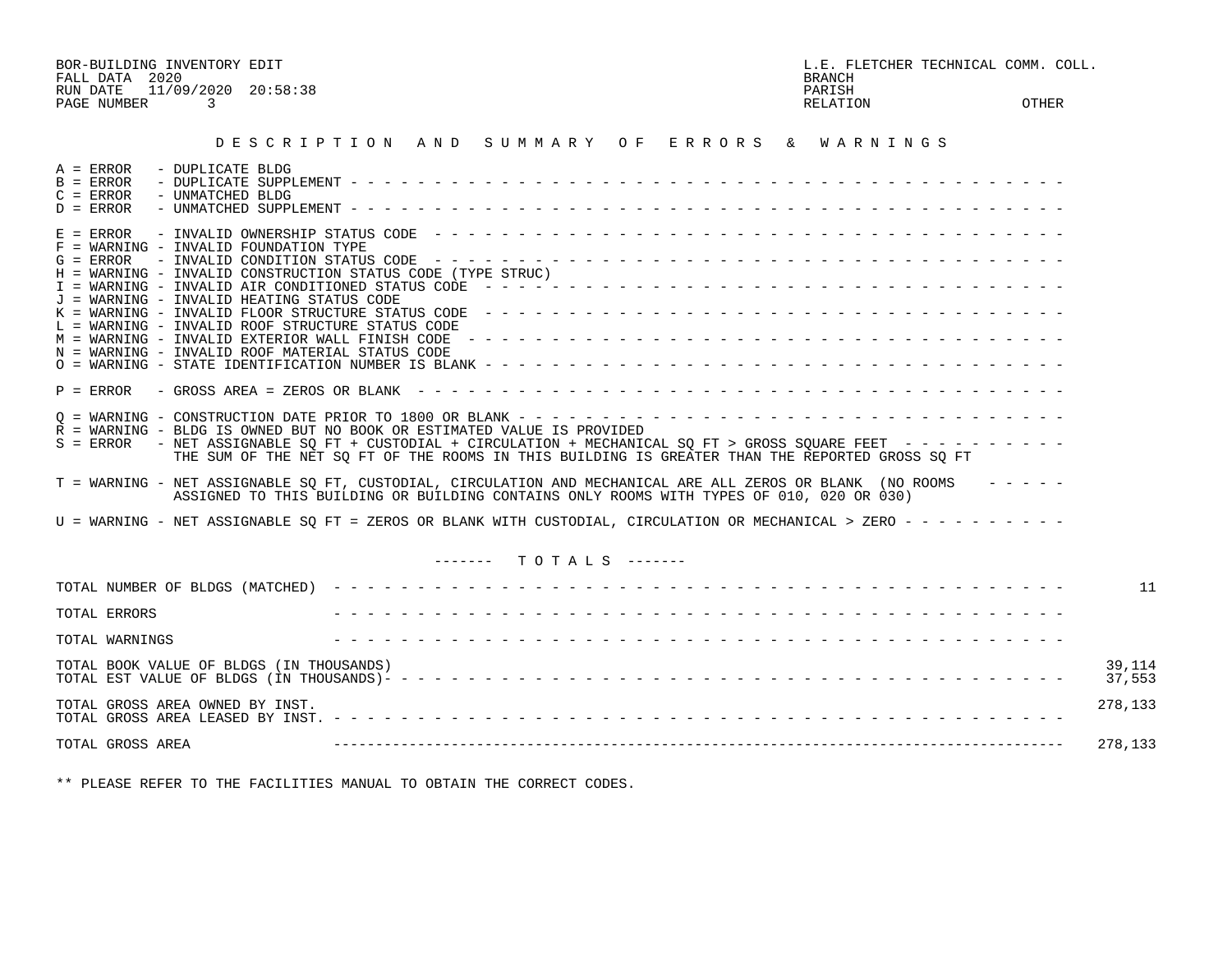BOR-BUILDING INVENTORY EDIT
FALL DATA 2020
RUN DATE 11/09/2020 20:58:38
PAGE NUMBER 3

L.E. FLETCHER TECHNICAL COMM. COLL.
BRANCH
PARISH
RELATION OTHER

## D E S C R I P T I O N A N D S U M M A R Y O F E R R O R S & W A R N I N G S

A = ERROR - DUPLICATE BLDG
B = ERROR - DUPLICATE SUPPLEMENT
C = ERROR - UNMATCHED BLDG
D = ERROR - UNMATCHED SUPPLEMENT

E = ERROR - INVALID OWNERSHIP STATUS CODE
F = WARNING - INVALID FOUNDATION TYPE
G = ERROR - INVALID CONDITION STATUS CODE
H = WARNING - INVALID CONSTRUCTION STATUS CODE (TYPE STRUC)
I = WARNING - INVALID AIR CONDITIONED STATUS CODE
J = WARNING - INVALID HEATING STATUS CODE
K = WARNING - INVALID FLOOR STRUCTURE STATUS CODE
L = WARNING - INVALID ROOF STRUCTURE STATUS CODE
M = WARNING - INVALID EXTERIOR WALL FINISH CODE
N = WARNING - INVALID ROOF MATERIAL STATUS CODE
O = WARNING - STATE IDENTIFICATION NUMBER IS BLANK

P = ERROR - GROSS AREA = ZEROS OR BLANK

Q = WARNING - CONSTRUCTION DATE PRIOR TO 1800 OR BLANK
R = WARNING - BLDG IS OWNED BUT NO BOOK OR ESTIMATED VALUE IS PROVIDED
S = ERROR - NET ASSIGNABLE SQ FT + CUSTODIAL + CIRCULATION + MECHANICAL SQ FT > GROSS SQUARE FEET
THE SUM OF THE NET SQ FT OF THE ROOMS IN THIS BUILDING IS GREATER THAN THE REPORTED GROSS SQ FT

T = WARNING - NET ASSIGNABLE SQ FT, CUSTODIAL, CIRCULATION AND MECHANICAL ARE ALL ZEROS OR BLANK (NO ROOMS ASSIGNED TO THIS BUILDING OR BUILDING CONTAINS ONLY ROOMS WITH TYPES OF 010, 020 OR 030)

U = WARNING - NET ASSIGNABLE SQ FT = ZEROS OR BLANK WITH CUSTODIAL, CIRCULATION OR MECHANICAL > ZERO

## T O T A L S

| | |
|---|---|
| TOTAL NUMBER OF BLDGS (MATCHED) | 11 |
| TOTAL ERRORS | |
| TOTAL WARNINGS | |
| TOTAL BOOK VALUE OF BLDGS (IN THOUSANDS) | 39,114 |
| TOTAL EST VALUE OF BLDGS (IN THOUSANDS) | 37,553 |
| TOTAL GROSS AREA OWNED BY INST. | 278,133 |
| TOTAL GROSS AREA LEASED BY INST. | |
| TOTAL GROSS AREA | 278,133 |

** PLEASE REFER TO THE FACILITIES MANUAL TO OBTAIN THE CORRECT CODES.